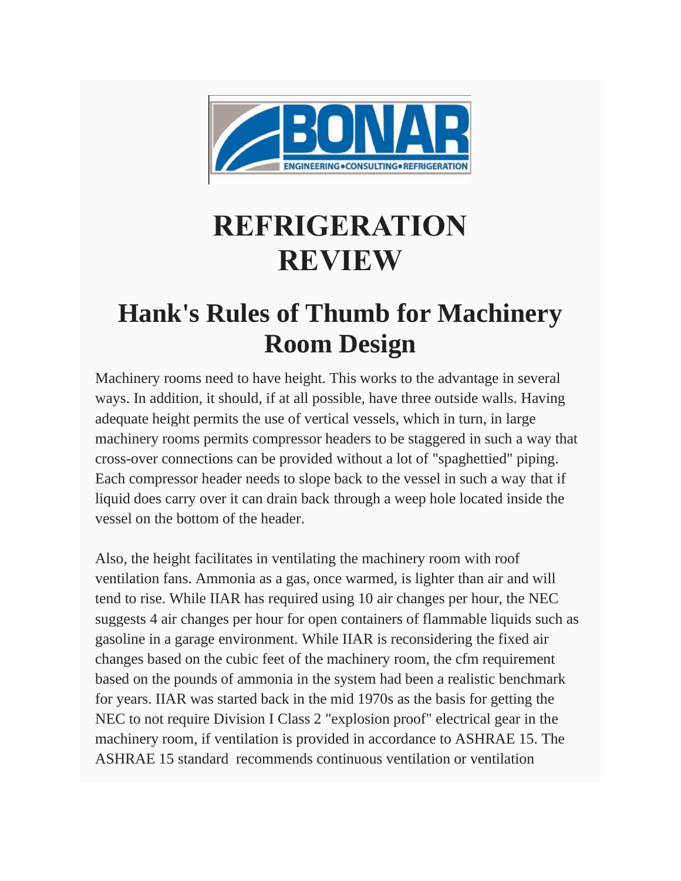# REFRIGERATION REVIEW

## Hank's Rules of Thumb for Machinery Room Design

Machinery rooms need to have height. This works to the advantage in several ways. In addition, it should, if at all possible, have three outside walls. Having adequate height permits the use of vertical vessels, which in turn, in large machinery rooms permits compressor headers to be staggered in such a way that cross-over connections can be provided without a lot of "spaghettied" piping. Each compressor header needs to slope back to the vessel in such a way that if liquid does carry over it can drain back through a weep hole located inside the vessel on the bottom of the header.

Also, the height facilitates in ventilating the machinery room with roof ventilation fans. Ammonia as a gas, once warmed, is lighter than air and will tend to rise. While IIAR has required using 10 air changes per hour, the NEC suggests 4 air changes per hour for open containers of flammable liquids such as gasoline in a garage environment. While IIAR is reconsidering the fixed air changes based on the cubic feet of the machinery room, the cfm requirement based on the pounds of ammonia in the system had been a realistic benchmark for years. IIAR was started back in the mid 1970s as the basis for getting the NEC to not require Division I Class 2 "explosion proof" electrical gear in the machinery room, if ventilation is provided in accordance to ASHRAE 15. The ASHRAE 15 standard recommends continuous ventilation or ventilation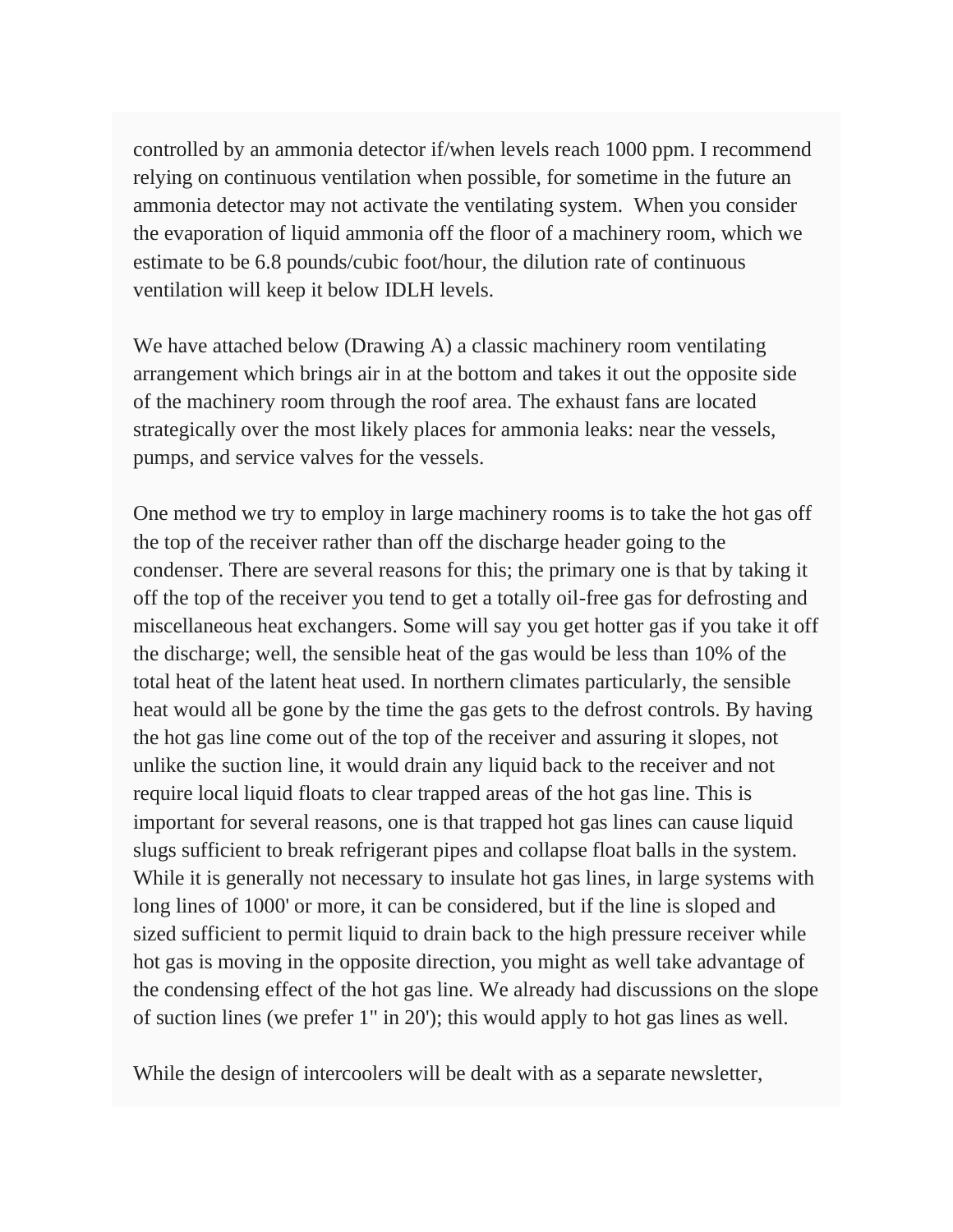controlled by an ammonia detector if/when levels reach 1000 ppm. I recommend relying on continuous ventilation when possible, for sometime in the future an ammonia detector may not activate the ventilating system. When you consider the evaporation of liquid ammonia off the floor of a machinery room, which we estimate to be 6.8 pounds/cubic foot/hour, the dilution rate of continuous ventilation will keep it below IDLH levels.

We have attached below (Drawing A) a classic machinery room ventilating arrangement which brings air in at the bottom and takes it out the opposite side of the machinery room through the roof area. The exhaust fans are located strategically over the most likely places for ammonia leaks: near the vessels, pumps, and service valves for the vessels.

One method we try to employ in large machinery rooms is to take the hot gas off the top of the receiver rather than off the discharge header going to the condenser. There are several reasons for this; the primary one is that by taking it off the top of the receiver you tend to get a totally oil-free gas for defrosting and miscellaneous heat exchangers. Some will say you get hotter gas if you take it off the discharge; well, the sensible heat of the gas would be less than 10% of the total heat of the latent heat used. In northern climates particularly, the sensible heat would all be gone by the time the gas gets to the defrost controls. By having the hot gas line come out of the top of the receiver and assuring it slopes, not unlike the suction line, it would drain any liquid back to the receiver and not require local liquid floats to clear trapped areas of the hot gas line. This is important for several reasons, one is that trapped hot gas lines can cause liquid slugs sufficient to break refrigerant pipes and collapse float balls in the system. While it is generally not necessary to insulate hot gas lines, in large systems with long lines of 1000' or more, it can be considered, but if the line is sloped and sized sufficient to permit liquid to drain back to the high pressure receiver while hot gas is moving in the opposite direction, you might as well take advantage of the condensing effect of the hot gas line. We already had discussions on the slope of suction lines (we prefer 1" in 20'); this would apply to hot gas lines as well.

While the design of intercoolers will be dealt with as a separate newsletter,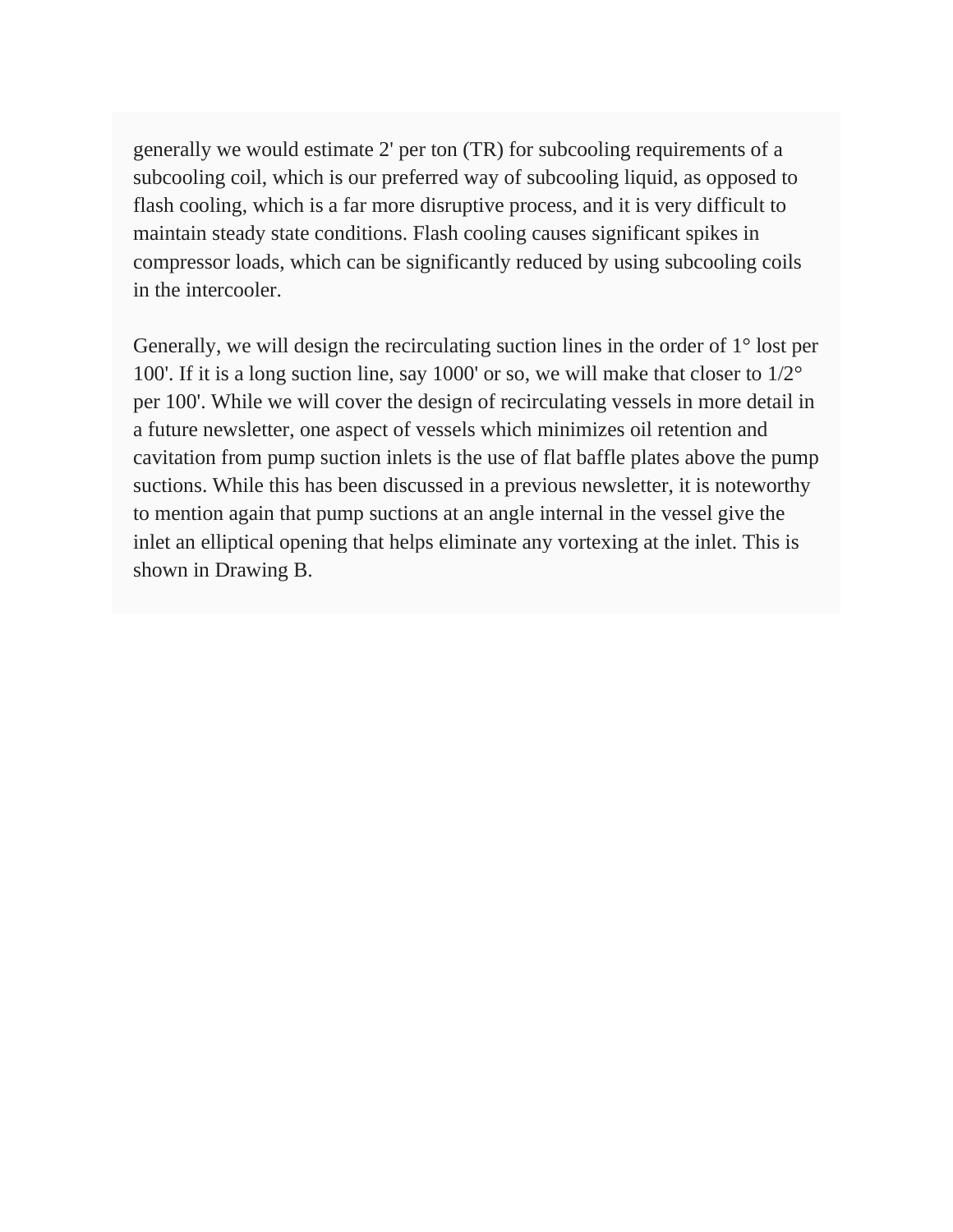generally we would estimate 2' per ton (TR) for subcooling requirements of a subcooling coil, which is our preferred way of subcooling liquid, as opposed to flash cooling, which is a far more disruptive process, and it is very difficult to maintain steady state conditions. Flash cooling causes significant spikes in compressor loads, which can be significantly reduced by using subcooling coils in the intercooler.

Generally, we will design the recirculating suction lines in the order of 1° lost per 100'. If it is a long suction line, say 1000' or so, we will make that closer to 1/2° per 100'. While we will cover the design of recirculating vessels in more detail in a future newsletter, one aspect of vessels which minimizes oil retention and cavitation from pump suction inlets is the use of flat baffle plates above the pump suctions. While this has been discussed in a previous newsletter, it is noteworthy to mention again that pump suctions at an angle internal in the vessel give the inlet an elliptical opening that helps eliminate any vortexing at the inlet. This is shown in Drawing B.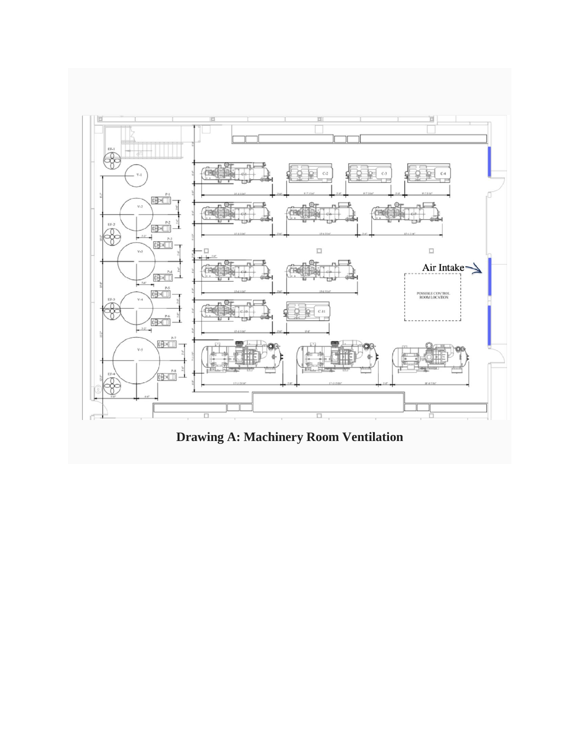**Drawing A: Machinery Room Ventilation**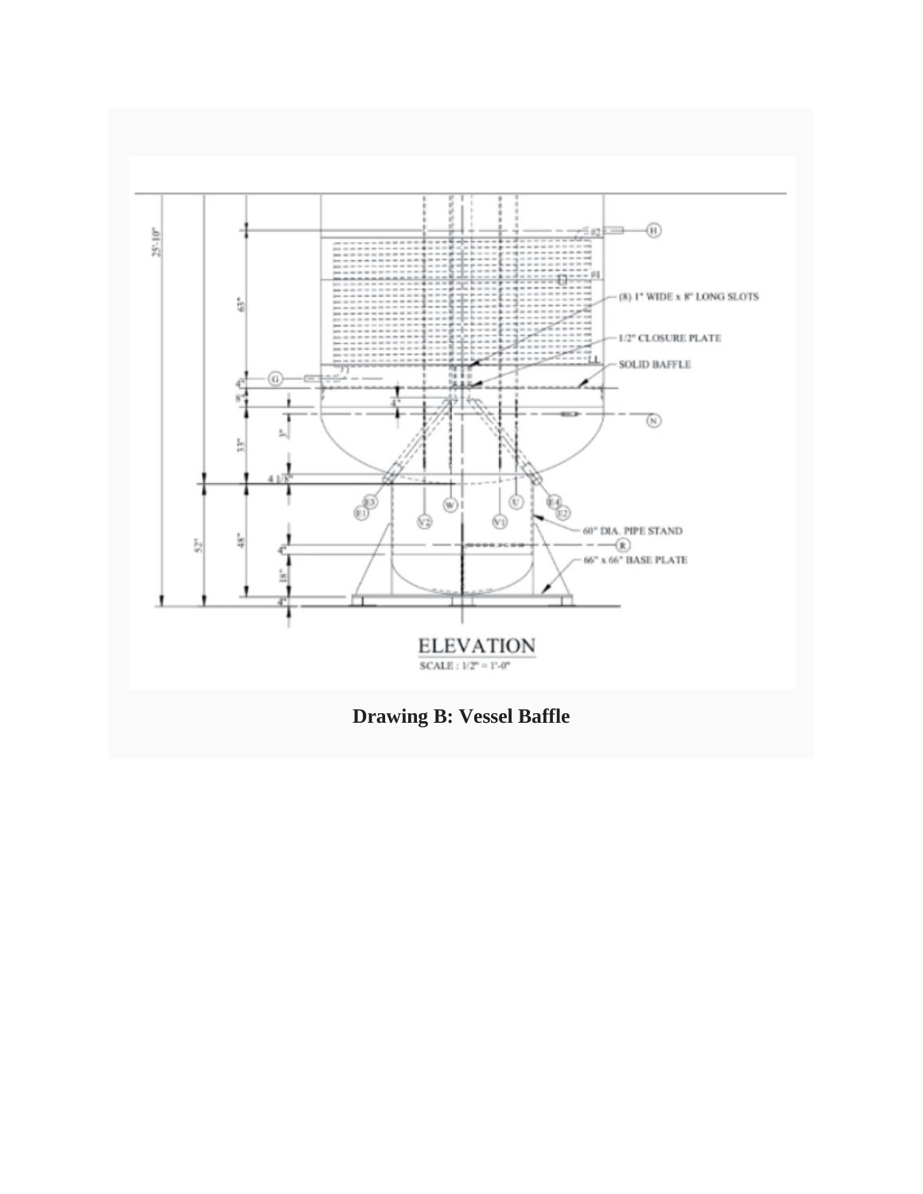25'-10"

63"

4"

9"

4"

33"

3"

4 1/8"

52"

48"

4"

18"

4"

#2

#1

LL

(8) 1" WIDE x 8" LONG SLOTS

1/2" CLOSURE PLATE

SOLID BAFFLE

60" DIA. PIPE STAND

66" x 66" BASE PLATE

H

G

N

R

E1

E2

E3

E4

V1

V2

W

U

ELEVATION

SCALE : 1/2" = 1'-0"

**Drawing B: Vessel Baffle**